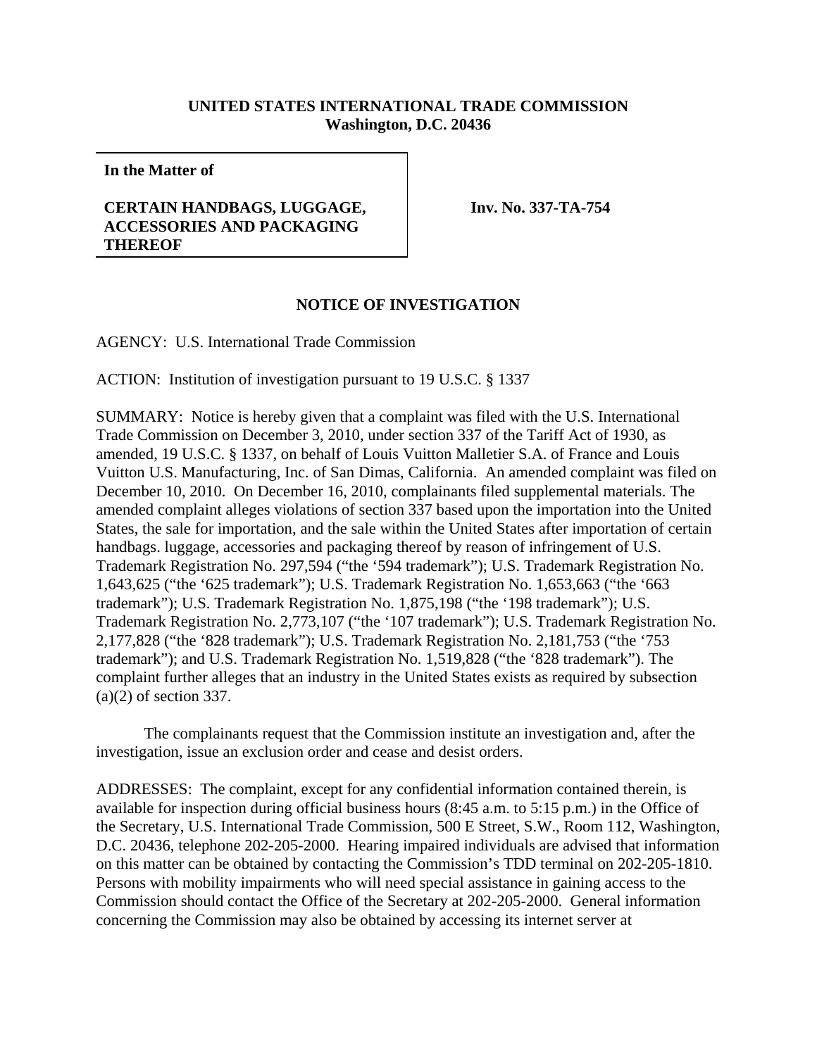**UNITED STATES INTERNATIONAL TRADE COMMISSION**
**Washington, D.C. 20436**

| **In the Matter of** | |
|---|---|
| **CERTAIN HANDBAGS, LUGGAGE, ACCESSORIES AND PACKAGING THEREOF** | **Inv. No. 337-TA-754** |

## NOTICE OF INVESTIGATION

AGENCY: U.S. International Trade Commission

ACTION: Institution of investigation pursuant to 19 U.S.C. § 1337

SUMMARY: Notice is hereby given that a complaint was filed with the U.S. International Trade Commission on December 3, 2010, under section 337 of the Tariff Act of 1930, as amended, 19 U.S.C. § 1337, on behalf of Louis Vuitton Malletier S.A. of France and Louis Vuitton U.S. Manufacturing, Inc. of San Dimas, California. An amended complaint was filed on December 10, 2010. On December 16, 2010, complainants filed supplemental materials. The amended complaint alleges violations of section 337 based upon the importation into the United States, the sale for importation, and the sale within the United States after importation of certain handbags. luggage, accessories and packaging thereof by reason of infringement of U.S. Trademark Registration No. 297,594 ("the '594 trademark"); U.S. Trademark Registration No. 1,643,625 ("the '625 trademark"); U.S. Trademark Registration No. 1,653,663 ("the '663 trademark"); U.S. Trademark Registration No. 1,875,198 ("the '198 trademark"); U.S. Trademark Registration No. 2,773,107 ("the '107 trademark"); U.S. Trademark Registration No. 2,177,828 ("the '828 trademark"); U.S. Trademark Registration No. 2,181,753 ("the '753 trademark"); and U.S. Trademark Registration No. 1,519,828 ("the '828 trademark"). The complaint further alleges that an industry in the United States exists as required by subsection (a)(2) of section 337.

The complainants request that the Commission institute an investigation and, after the investigation, issue an exclusion order and cease and desist orders.

ADDRESSES: The complaint, except for any confidential information contained therein, is available for inspection during official business hours (8:45 a.m. to 5:15 p.m.) in the Office of the Secretary, U.S. International Trade Commission, 500 E Street, S.W., Room 112, Washington, D.C. 20436, telephone 202-205-2000. Hearing impaired individuals are advised that information on this matter can be obtained by contacting the Commission's TDD terminal on 202-205-1810. Persons with mobility impairments who will need special assistance in gaining access to the Commission should contact the Office of the Secretary at 202-205-2000. General information concerning the Commission may also be obtained by accessing its internet server at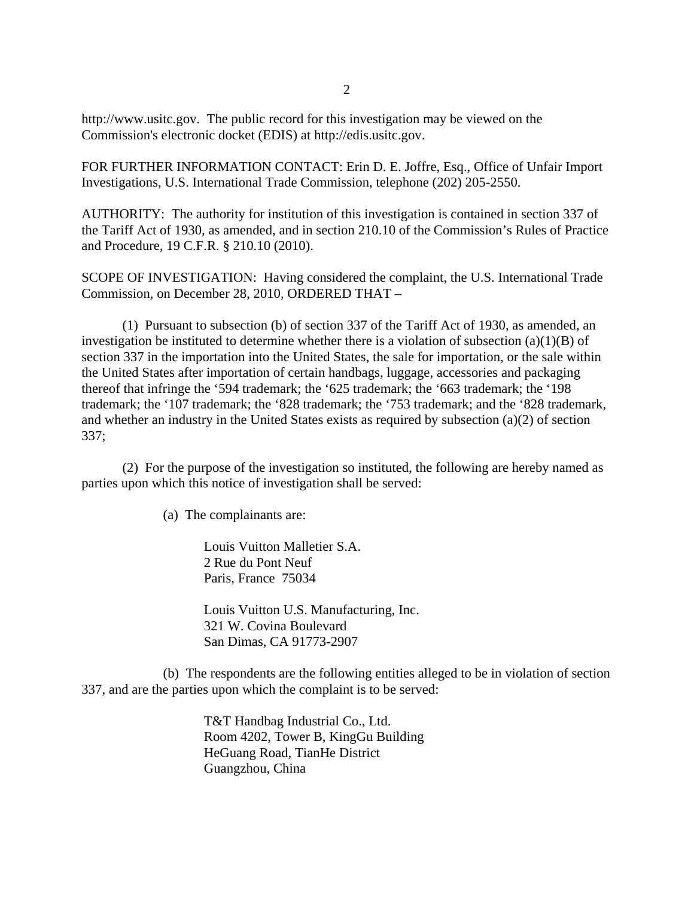http://www.usitc.gov. The public record for this investigation may be viewed on the Commission's electronic docket (EDIS) at http://edis.usitc.gov.

FOR FURTHER INFORMATION CONTACT: Erin D. E. Joffre, Esq., Office of Unfair Import Investigations, U.S. International Trade Commission, telephone (202) 205-2550.

AUTHORITY: The authority for institution of this investigation is contained in section 337 of the Tariff Act of 1930, as amended, and in section 210.10 of the Commission's Rules of Practice and Procedure, 19 C.F.R. § 210.10 (2010).

SCOPE OF INVESTIGATION: Having considered the complaint, the U.S. International Trade Commission, on December 28, 2010, ORDERED THAT –

(1) Pursuant to subsection (b) of section 337 of the Tariff Act of 1930, as amended, an investigation be instituted to determine whether there is a violation of subsection (a)(1)(B) of section 337 in the importation into the United States, the sale for importation, or the sale within the United States after importation of certain handbags, luggage, accessories and packaging thereof that infringe the '594 trademark; the '625 trademark; the '663 trademark; the '198 trademark; the '107 trademark; the '828 trademark; the '753 trademark; and the '828 trademark, and whether an industry in the United States exists as required by subsection (a)(2) of section 337;

(2) For the purpose of the investigation so instituted, the following are hereby named as parties upon which this notice of investigation shall be served:

(a) The complainants are:

Louis Vuitton Malletier S.A.
2 Rue du Pont Neuf
Paris, France 75034

Louis Vuitton U.S. Manufacturing, Inc.
321 W. Covina Boulevard
San Dimas, CA 91773-2907

(b) The respondents are the following entities alleged to be in violation of section 337, and are the parties upon which the complaint is to be served:

T&T Handbag Industrial Co., Ltd.
Room 4202, Tower B, KingGu Building
HeGuang Road, TianHe District
Guangzhou, China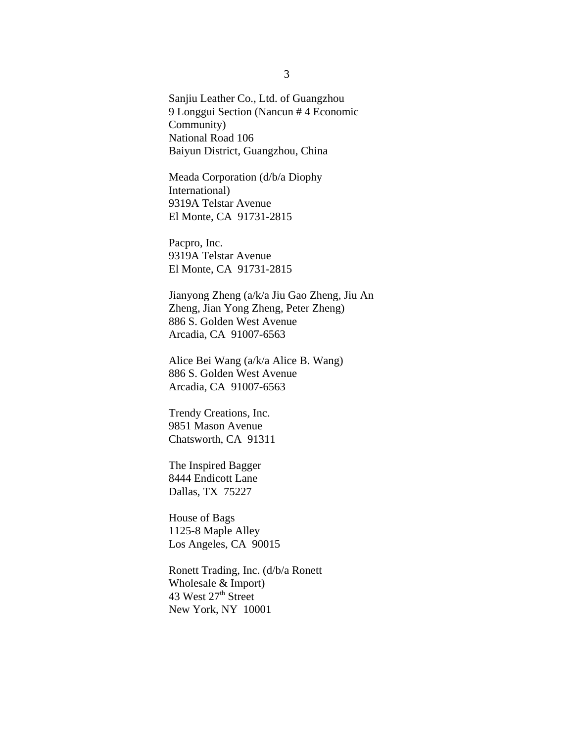Sanjiu Leather Co., Ltd. of Guangzhou
9 Longgui Section (Nancun # 4 Economic Community)
National Road 106
Baiyun District, Guangzhou, China

Meada Corporation (d/b/a Diophy International)
9319A Telstar Avenue
El Monte, CA 91731-2815

Pacpro, Inc.
9319A Telstar Avenue
El Monte, CA 91731-2815

Jianyong Zheng (a/k/a Jiu Gao Zheng, Jiu An Zheng, Jian Yong Zheng, Peter Zheng)
886 S. Golden West Avenue
Arcadia, CA 91007-6563

Alice Bei Wang (a/k/a Alice B. Wang)
886 S. Golden West Avenue
Arcadia, CA 91007-6563

Trendy Creations, Inc.
9851 Mason Avenue
Chatsworth, CA 91311

The Inspired Bagger
8444 Endicott Lane
Dallas, TX 75227

House of Bags
1125-8 Maple Alley
Los Angeles, CA 90015

Ronett Trading, Inc. (d/b/a Ronett Wholesale & Import)
43 West 27th Street
New York, NY 10001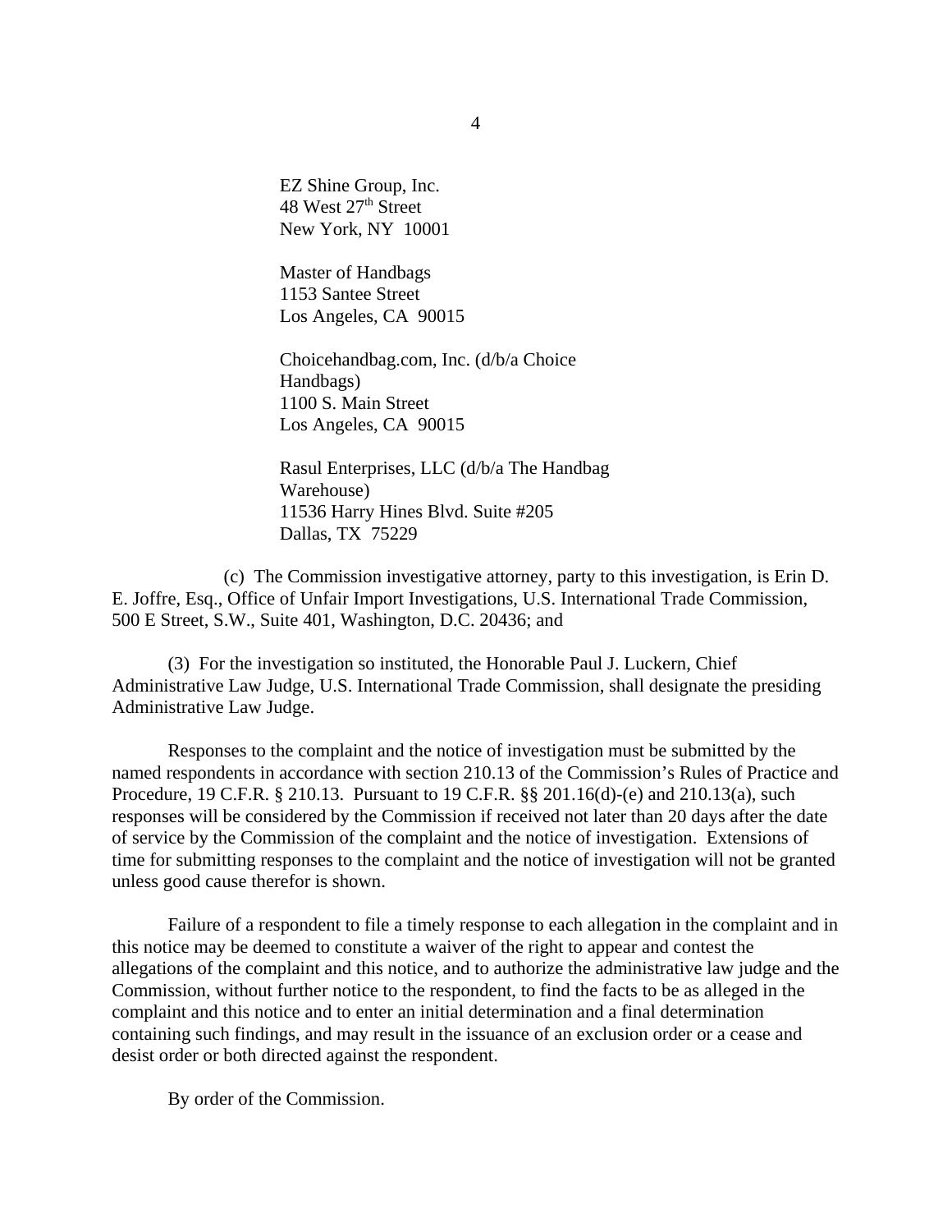EZ Shine Group, Inc.
48 West 27th Street
New York, NY 10001

Master of Handbags
1153 Santee Street
Los Angeles, CA 90015

Choicehandbag.com, Inc. (d/b/a Choice Handbags)
1100 S. Main Street
Los Angeles, CA 90015

Rasul Enterprises, LLC (d/b/a The Handbag Warehouse)
11536 Harry Hines Blvd. Suite #205
Dallas, TX 75229

(c) The Commission investigative attorney, party to this investigation, is Erin D. E. Joffre, Esq., Office of Unfair Import Investigations, U.S. International Trade Commission, 500 E Street, S.W., Suite 401, Washington, D.C. 20436; and

(3) For the investigation so instituted, the Honorable Paul J. Luckern, Chief Administrative Law Judge, U.S. International Trade Commission, shall designate the presiding Administrative Law Judge.

Responses to the complaint and the notice of investigation must be submitted by the named respondents in accordance with section 210.13 of the Commission's Rules of Practice and Procedure, 19 C.F.R. § 210.13. Pursuant to 19 C.F.R. §§ 201.16(d)-(e) and 210.13(a), such responses will be considered by the Commission if received not later than 20 days after the date of service by the Commission of the complaint and the notice of investigation. Extensions of time for submitting responses to the complaint and the notice of investigation will not be granted unless good cause therefor is shown.

Failure of a respondent to file a timely response to each allegation in the complaint and in this notice may be deemed to constitute a waiver of the right to appear and contest the allegations of the complaint and this notice, and to authorize the administrative law judge and the Commission, without further notice to the respondent, to find the facts to be as alleged in the complaint and this notice and to enter an initial determination and a final determination containing such findings, and may result in the issuance of an exclusion order or a cease and desist order or both directed against the respondent.

By order of the Commission.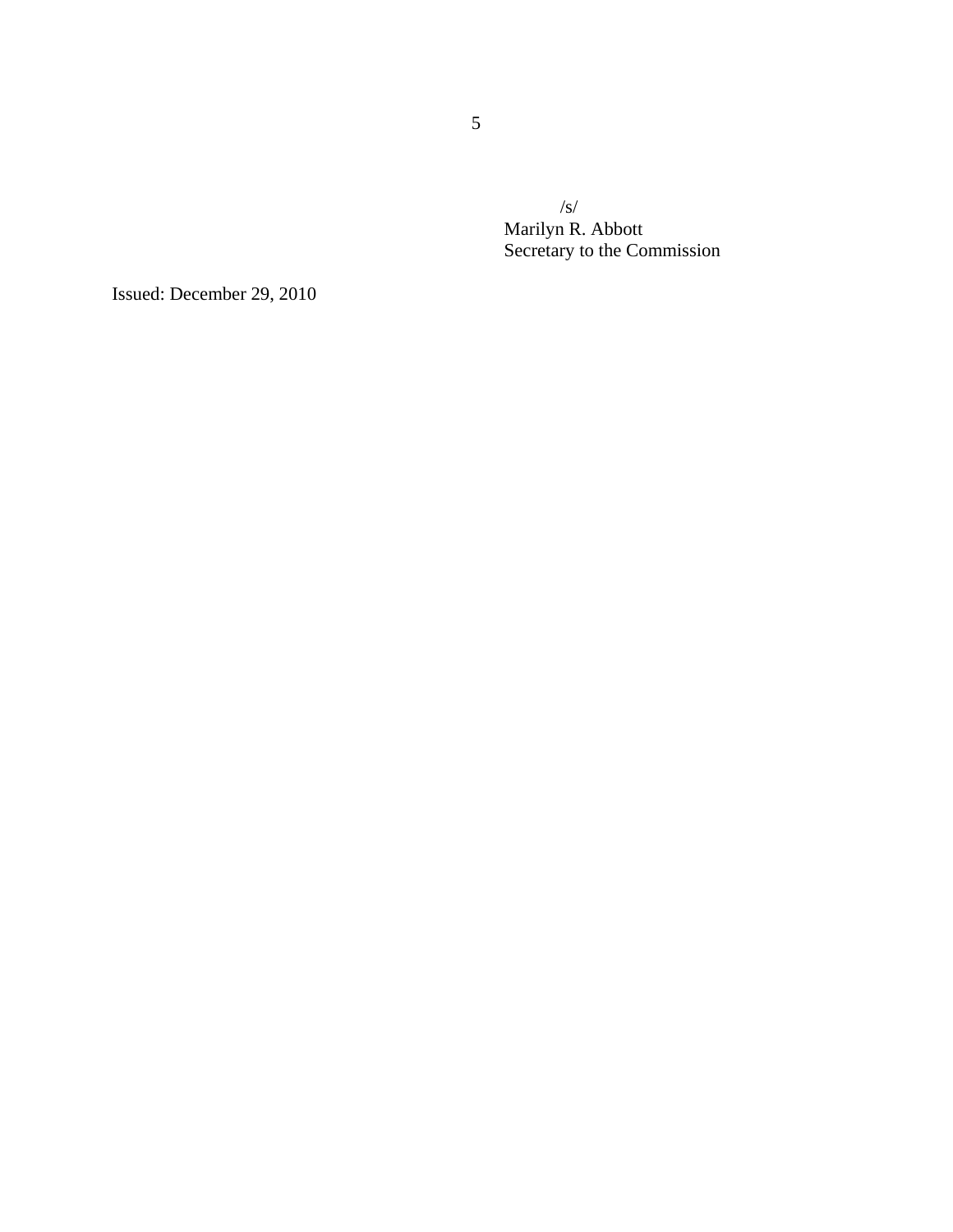/s/
Marilyn R. Abbott
Secretary to the Commission

Issued: December 29, 2010